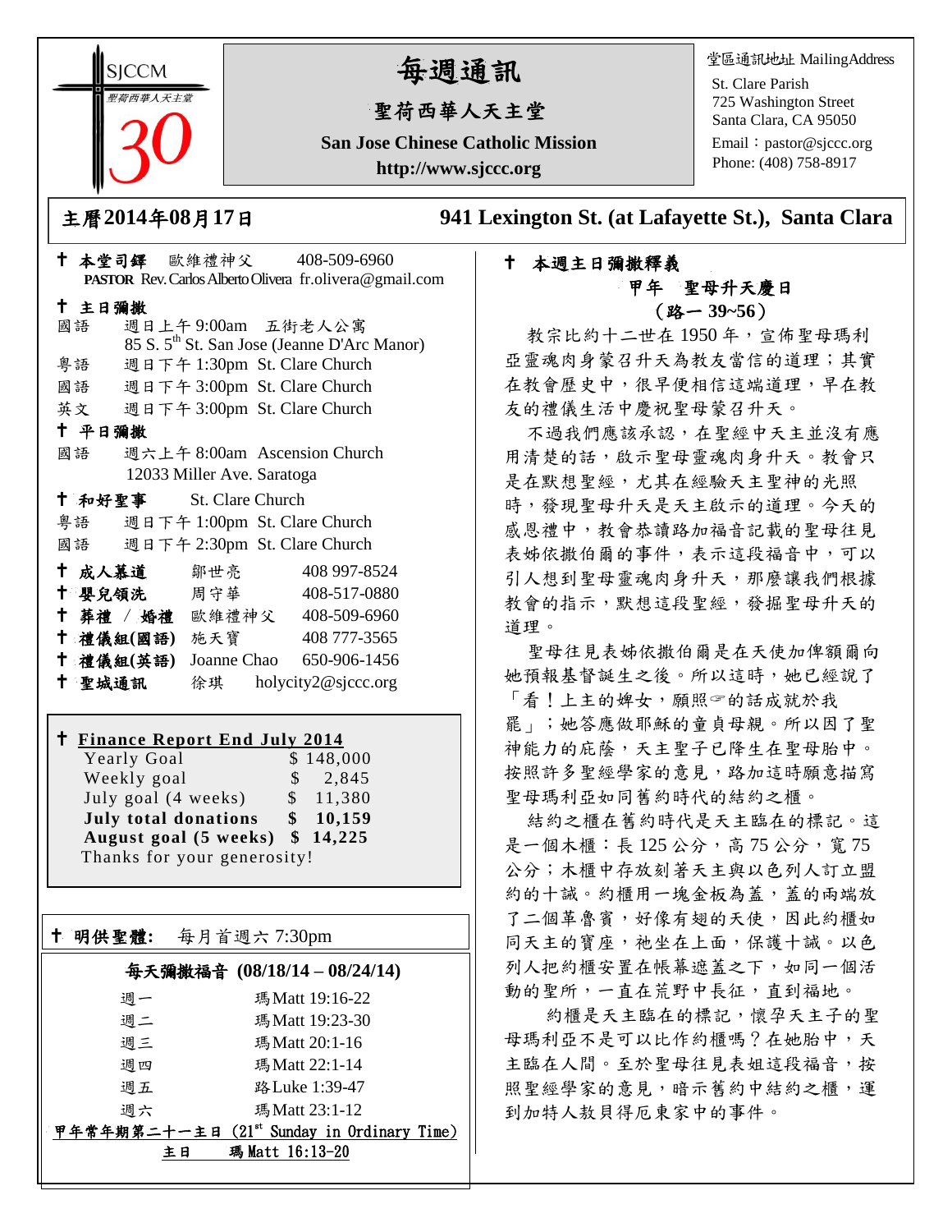SJCCM 聖荷西華人天主堂 30

# 每週通訊

## 聖荷西華人天主堂

**San Jose Chinese Catholic Mission**

**http://www.sjccc.org**

堂區通訊地址 MailingAddress
St. Clare Parish
725 Washington Street
Santa Clara, CA 95050
Email：pastor@sjccc.org
Phone: (408) 758-8917

**主曆2014年08月17日** **941 Lexington St. (at Lafayette St.), Santa Clara**

✝ **本堂司鐸** 歐維禮神父 408-509-6960
**PASTOR** Rev. Carlos Alberto Olivera fr.olivera@gmail.com

✝ **主日彌撒**

國語 週日上午 9:00am 五街老人公寓
85 S. 5th St. San Jose (Jeanne D'Arc Manor)
粵語 週日下午 1:30pm St. Clare Church
國語 週日下午 3:00pm St. Clare Church
英文 週日下午 3:00pm St. Clare Church

✝ **平日彌撒**

國語 週六上午 8:00am Ascension Church
12033 Miller Ave. Saratoga

✝ **和好聖事** St. Clare Church

粵語 週日下午 1:00pm St. Clare Church
國語 週日下午 2:30pm St. Clare Church

| | | |
|---|---|---|
| ✝ **成人慕道** | 鄒世亮 | 408 997-8524 |
| ✝ **嬰兒領洗** | 周守華 | 408-517-0880 |
| ✝ **葬禮 / 婚禮** | 歐維禮神父 | 408-509-6960 |
| ✝ **禮儀組(國語)** | 施天寶 | 408 777-3565 |
| ✝ **禮儀組(英語)** | Joanne Chao | 650-906-1456 |
| ✝ **聖城通訊** | 徐琪 | holycity2@sjccc.org |

✝ **Finance Report End July 2014**

| | |
|---|---|
| Yearly Goal | $ 148,000 |
| Weekly goal | $ 2,845 |
| July goal (4 weeks) | $ 11,380 |
| **July total donations** | **$ 10,159** |
| **August goal (5 weeks)** | **$ 14,225** |

Thanks for your generosity!

✝ **明供聖體:** 每月首週六 7:30pm

**每天彌撒福音 (08/18/14 – 08/24/14)**

| | |
|---|---|
| 週一 | 瑪 Matt 19:16-22 |
| 週二 | 瑪 Matt 19:23-30 |
| 週三 | 瑪 Matt 20:1-16 |
| 週四 | 瑪 Matt 22:1-14 |
| 週五 | 路 Luke 1:39-47 |
| 週六 | 瑪 Matt 23:1-12 |

甲年常年期第二十一主日 (21st Sunday in Ordinary Time)
**主日 瑪 Matt 16:13-20**

✝ **本週主日彌撒釋義**

**甲年 聖母升天慶日**
**(路一 39~56)**

教宗比約十二世在 1950 年，宣佈聖母瑪利亞靈魂肉身蒙召升天為教友當信的道理；其實在教會歷史中，很早便相信這端道理，早在教友的禮儀生活中慶祝聖母蒙召升天。

不過我們應該承認，在聖經中天主並沒有應用清楚的話，啟示聖母靈魂肉身升天。教會只是在默想聖經，尤其在經驗天主聖神的光照時，發現聖母升天是天主啟示的道理。今天的感恩禮中，教會恭讀路加福音記載的聖母往見表姊依撒伯爾的事件，表示這段福音中，可以引人想到聖母靈魂肉身升天，那麼讓我們根據教會的指示，默想這段聖經，發掘聖母升天的道理。

聖母往見表姊依撒伯爾是在天使加俾額爾向她預報基督誕生之後。所以這時，她已經說了「看！上主的婢女，願照你的話成就於我罷」；她答應做耶穌的童貞母親。所以因了聖神能力的庇蔭，天主聖子已降生在聖母胎中。按照許多聖經學家的意見，路加這時願意描寫聖母瑪利亞如同舊約時代的結約之櫃。

結約之櫃在舊約時代是天主臨在的標記。這是一個木櫃：長 125 公分，高 75 公分，寬 75 公分；木櫃中存放刻著天主與以色列人訂立盟約的十誡。約櫃用一塊金板為蓋，蓋的兩端放了二個革魯賓，好像有翅的天使，因此約櫃如同天主的寶座，祂坐在上面，保護十誡。以色列人把約櫃安置在帳幕遮蓋之下，如同一個活動的聖所，一直在荒野中長征，直到福地。

約櫃是天主臨在的標記，懷孕天主子的聖母瑪利亞不是可以比作約櫃嗎？在她胎中，天主臨在人間。至於聖母往見表姐這段福音，按照聖經學家的意見，暗示舊約中結約之櫃，運到加特人敖貝得厄東家中的事件。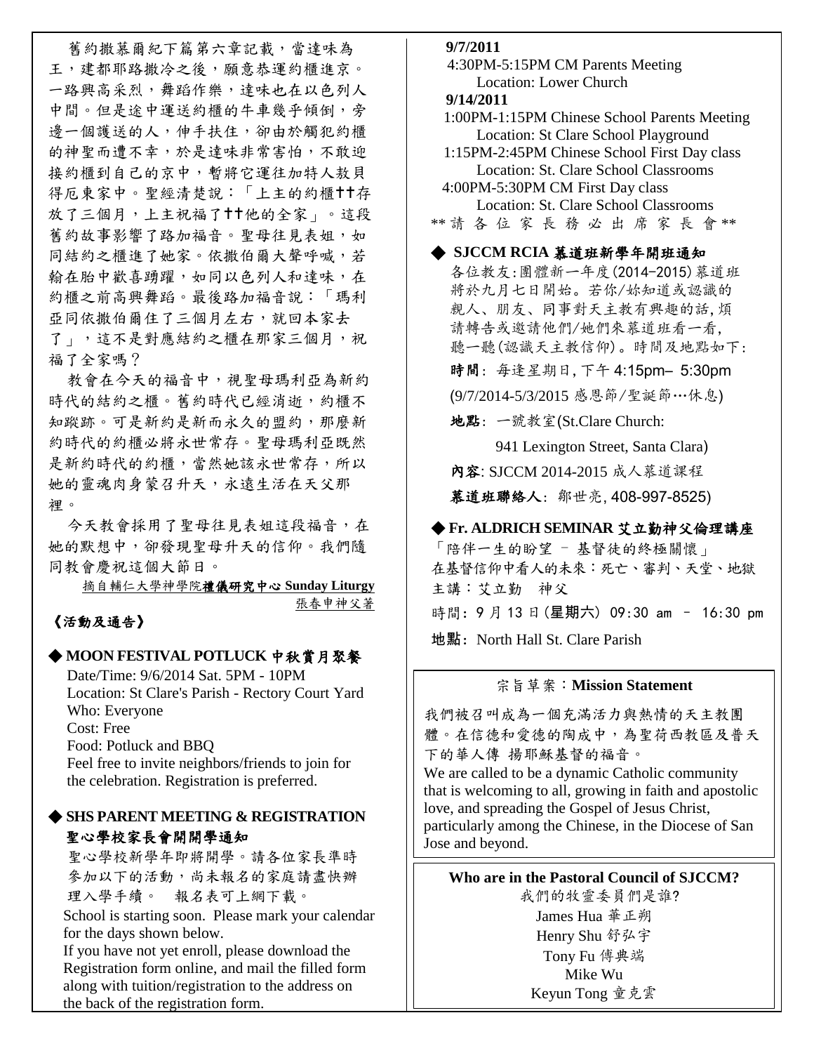舊約撒慕爾紀下篇第六章記載，當達味為王，建都耶路撒冷之後，願意恭運約櫃進京。一路興高采烈，舞蹈作樂，達味也在以色列人中間。但是途中運送約櫃的牛車幾乎傾倒，旁邊一個護送的人，伸手扶住，卻由於觸犯約櫃的神聖而遭不幸，於是達味非常害怕，不敢迎接約櫃到自己的京中，暫將它運往加特人敖貝得厄東家中。聖經清楚說：「上主的約櫃††存放了三個月，上主祝福了††他的全家」。這段舊約故事影響了路加福音。聖母往見表姐，如同結約之櫃進了她家。依撒伯爾大聲呼喊，若翰在胎中歡喜踴躍，如同以色列人和達味，在約櫃之前高興舞蹈。最後路加福音說：「瑪利亞同依撒伯爾住了三個月左右，就回本家去了」，這不是對應結約之櫃在那家三個月，祝福了全家嗎？

教會在今天的福音中，視聖母瑪利亞為新約時代的結約之櫃。舊約時代已經消逝，約櫃不知蹤跡。可是新約是新而永久的盟約，那麼新約時代的約櫃必將永世常存。聖母瑪利亞既然是新約時代的約櫃，當然她該永世常存，所以她的靈魂肉身蒙召升天，永遠生活在天父那裡。

今天教會採用了聖母往見表姐這段福音，在她的默想中，卻發現聖母升天的信仰。我們隨同教會慶祝這個大節日。

摘自輔仁大學神學院**禮儀研究中心 Sunday Liturgy**
張春申神父著

## 《活動及通告》

### ◆ MOON FESTIVAL POTLUCK 中秋賞月聚餐

Date/Time: 9/6/2014 Sat. 5PM - 10PM
Location: St Clare's Parish - Rectory Court Yard
Who: Everyone
Cost: Free
Food: Potluck and BBQ
Feel free to invite neighbors/friends to join for the celebration. Registration is preferred.

### ◆ SHS PARENT MEETING & REGISTRATION 聖心學校家長會開學通知

聖心學校新學年即將開學。請各位家長準時參加以下的活動，尚未報名的家庭請盡快辦理入學手續。 報名表可上網下載。

School is starting soon. Please mark your calendar for the days shown below.
If you have not yet enroll, please download the Registration form online, and mail the filled form along with tuition/registration to the address on the back of the registration form.

**9/7/2011**
4:30PM-5:15PM CM Parents Meeting
Location: Lower Church
**9/14/2011**
1:00PM-1:15PM Chinese School Parents Meeting
Location: St Clare School Playground
1:15PM-2:45PM Chinese School First Day class
Location: St. Clare School Classrooms
4:00PM-5:30PM CM First Day class
Location: St. Clare School Classrooms

** 請 各 位 家 長 務 必 出 席 家 長 會 **

### ◆ SJCCM RCIA 慕道班新學年開班通知

各位教友:團體新一年度(2014-2015)慕道班將於九月七日開始。若你/妳知道或認識的親人、朋友、同事對天主教有興趣的話,煩請轉告或邀請他們/她們來慕道班看一看,聽一聽(認識天主教信仰)。時間及地點如下:

**時間**: 每逢星期日,下午 4:15pm– 5:30pm
(9/7/2014-5/3/2015 感恩節/聖誕節…休息)

**地點**: 一號教室(St.Clare Church:
941 Lexington Street, Santa Clara)

**內容**: SJCCM 2014-2015 成人慕道課程

**慕道班聯絡人**: 鄒世亮, 408-997-8525)

### ◆ Fr. ALDRICH SEMINAR 艾立勤神父倫理講座

「陪伴一生的盼望 – 基督徒的終極關懷」
在基督信仰中看人的未來：死亡、審判、天堂、地獄
主講：艾立勤 神父
時間: 9 月 13 日(**星期六**) 09:30 am – 16:30 pm
**地點**: North Hall St. Clare Parish

### 宗旨草案：**Mission Statement**

我們被召叫成為一個充滿活力與熱情的天主教團體。在信德和愛德的陶成中，為聖荷西教區及普天下的華人傳 揚耶穌基督的福音。

We are called to be a dynamic Catholic community that is welcoming to all, growing in faith and apostolic love, and spreading the Gospel of Jesus Christ, particularly among the Chinese, in the Diocese of San Jose and beyond.

### Who are in the Pastoral Council of SJCCM?

我們的牧靈委員們是誰?
James Hua 華正朔
Henry Shu 舒弘宇
Tony Fu 傅典端
Mike Wu
Keyun Tong 童克雲